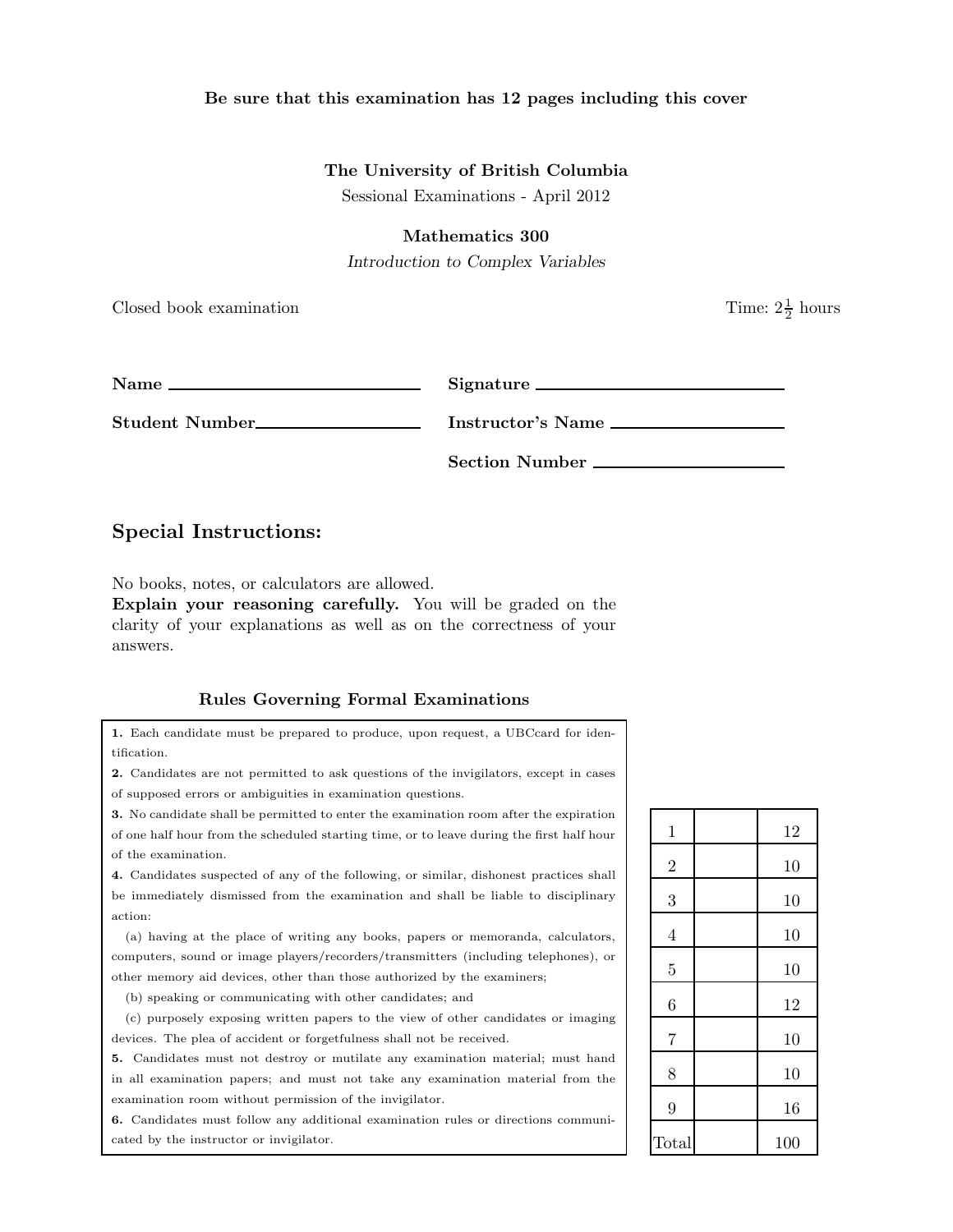**Be sure that this examination has 12 pages including this cover**

**The University of British Columbia**

Sessional Examinations - April 2012

**Mathematics 300**

*Introduction to Complex Variables*

Closed book examination

Time: $2\frac{1}{2}$ hours

**Name** ______________________ **Signature** ______________________

**Student Number** ______________________ **Instructor's Name** ______________________

**Section Number** ______________________

## Special Instructions:

No books, notes, or calculators are allowed.
**Explain your reasoning carefully.** You will be graded on the clarity of your explanations as well as on the correctness of your answers.

### Rules Governing Formal Examinations

**1.** Each candidate must be prepared to produce, upon request, a UBCcard for identification.

**2.** Candidates are not permitted to ask questions of the invigilators, except in cases of supposed errors or ambiguities in examination questions.

**3.** No candidate shall be permitted to enter the examination room after the expiration of one half hour from the scheduled starting time, or to leave during the first half hour of the examination.

**4.** Candidates suspected of any of the following, or similar, dishonest practices shall be immediately dismissed from the examination and shall be liable to disciplinary action:

(a) having at the place of writing any books, papers or memoranda, calculators, computers, sound or image players/recorders/transmitters (including telephones), or other memory aid devices, other than those authorized by the examiners;

(b) speaking or communicating with other candidates; and

(c) purposely exposing written papers to the view of other candidates or imaging devices. The plea of accident or forgetfulness shall not be received.

**5.** Candidates must not destroy or mutilate any examination material; must hand in all examination papers; and must not take any examination material from the examination room without permission of the invigilator.

**6.** Candidates must follow any additional examination rules or directions communicated by the instructor or invigilator.

| | | |
|---|---|---|
| 1 | | 12 |
| 2 | | 10 |
| 3 | | 10 |
| 4 | | 10 |
| 5 | | 10 |
| 6 | | 12 |
| 7 | | 10 |
| 8 | | 10 |
| 9 | | 16 |
| Total | | 100 |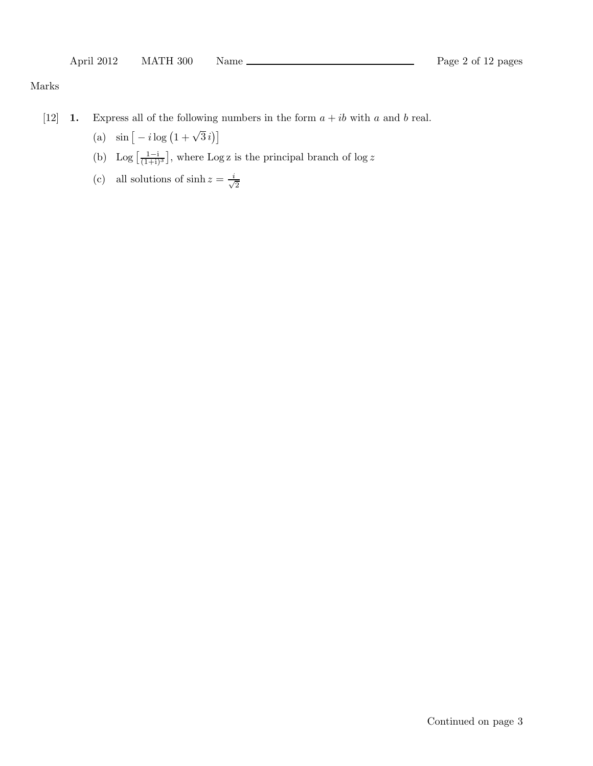Marks

[12] **1.** Express all of the following numbers in the form $a + ib$ with $a$ and $b$ real.

(a) $\sin\left[-i\log\left(1+\sqrt{3}\,i\right)\right]$

(b) $\mathrm{Log}\left[\frac{1-\mathrm{i}}{(1+\mathrm{i})^3}\right]$, where $\mathrm{Log}\,\mathrm{z}$ is the principal branch of $\log z$

(c) all solutions of $\sinh z = \frac{i}{\sqrt{2}}$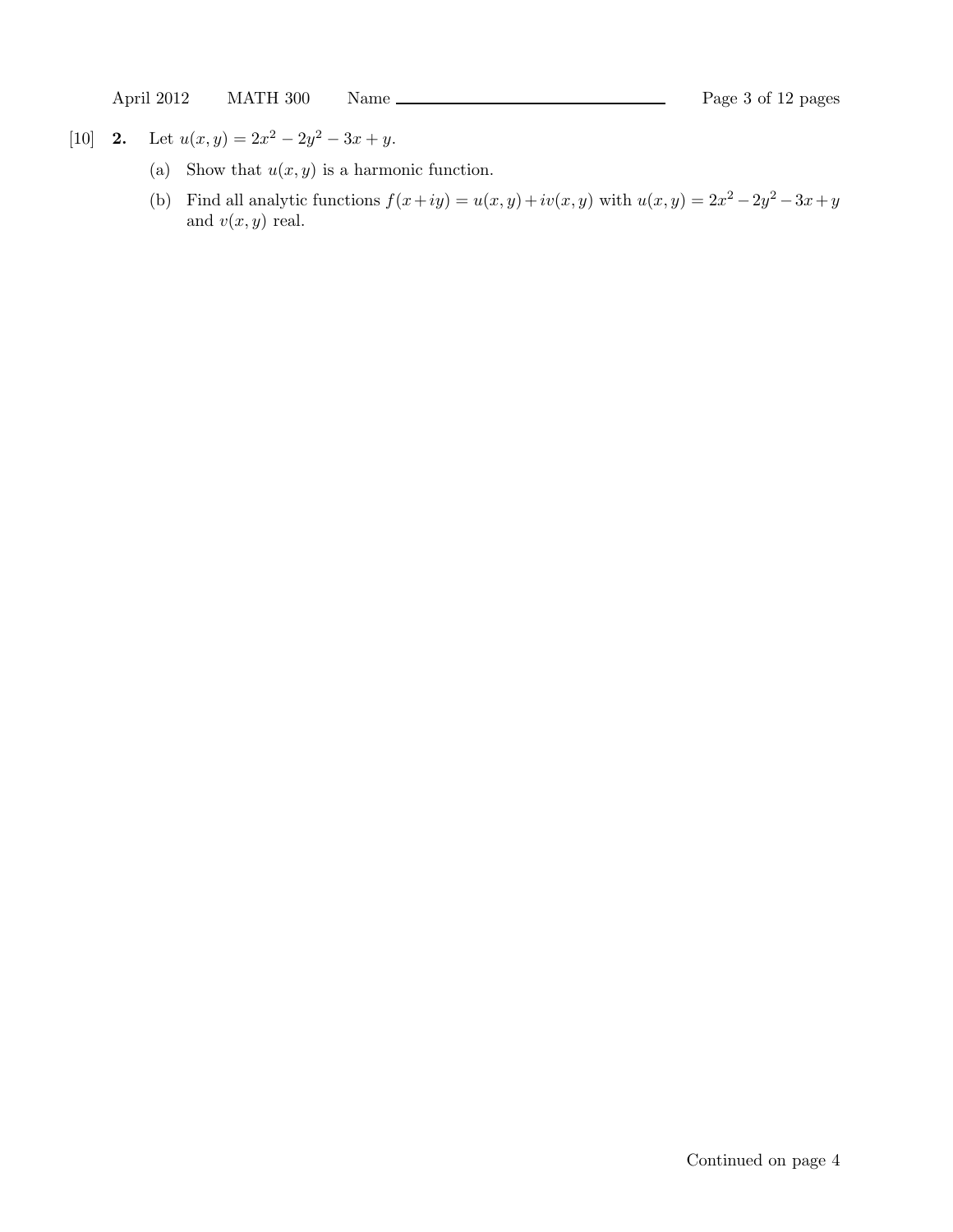[10] **2.** Let $u(x, y) = 2x^2 - 2y^2 - 3x + y$.

(a) Show that $u(x, y)$ is a harmonic function.

(b) Find all analytic functions $f(x+iy) = u(x, y)+iv(x, y)$ with $u(x, y) = 2x^2 - 2y^2 - 3x + y$ and $v(x, y)$ real.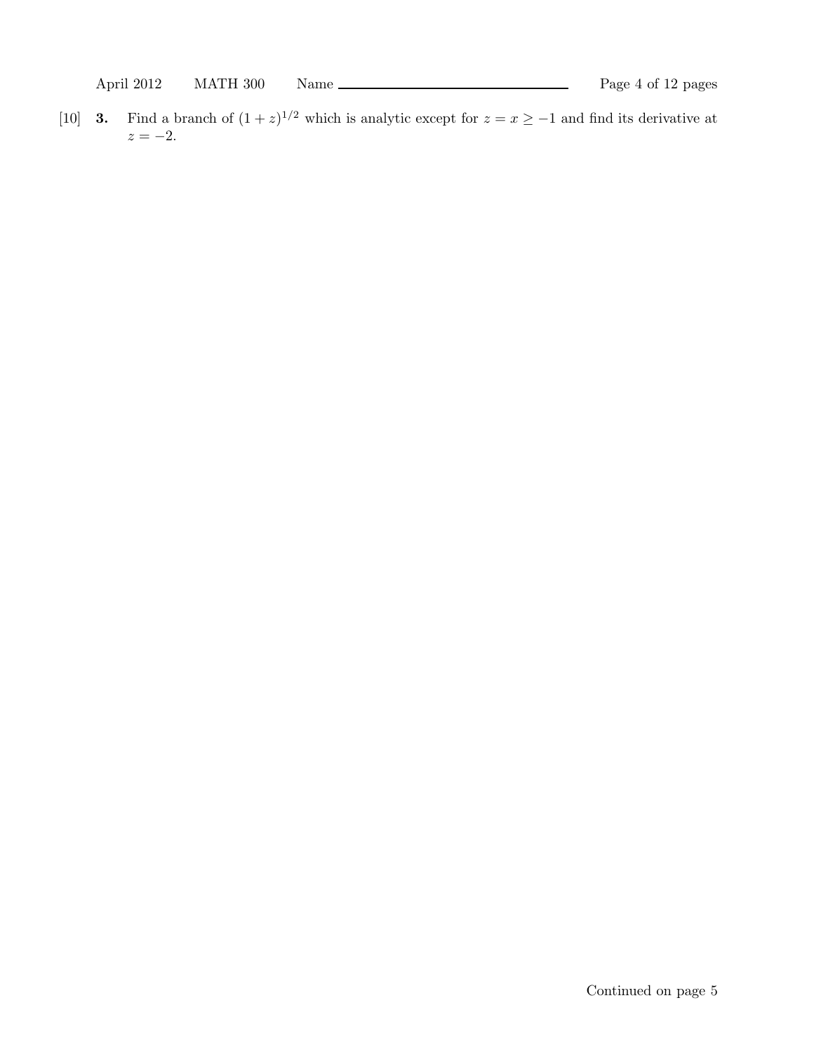[10] **3.** Find a branch of $(1+z)^{1/2}$ which is analytic except for $z = x \geq -1$ and find its derivative at $z = -2$.

Continued on page 5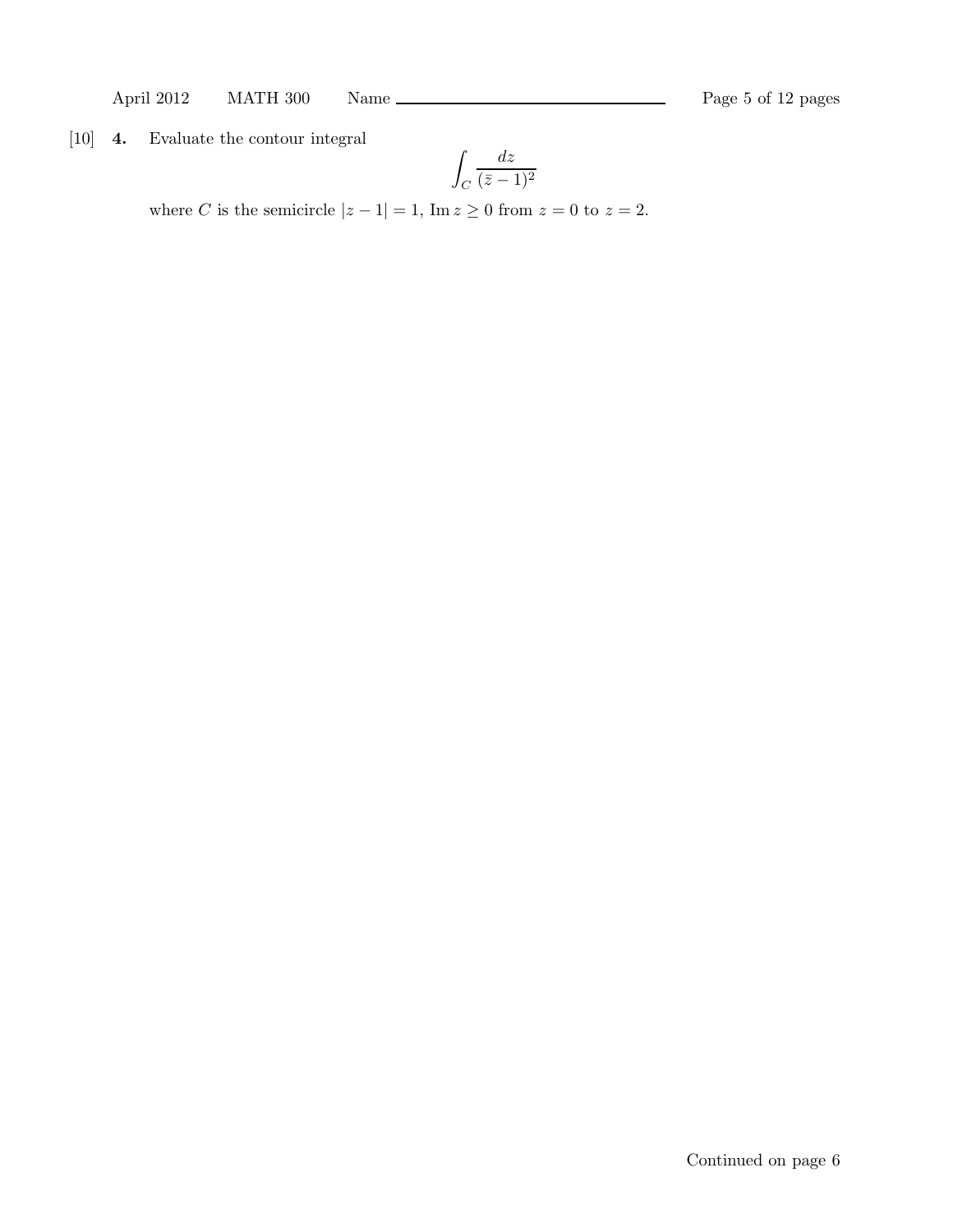[10] **4.** Evaluate the contour integral

$$\int_C \frac{dz}{(\bar{z}-1)^2}$$

where $C$ is the semicircle $|z-1|=1$, $\operatorname{Im} z \geq 0$ from $z=0$ to $z=2$.

Continued on page 6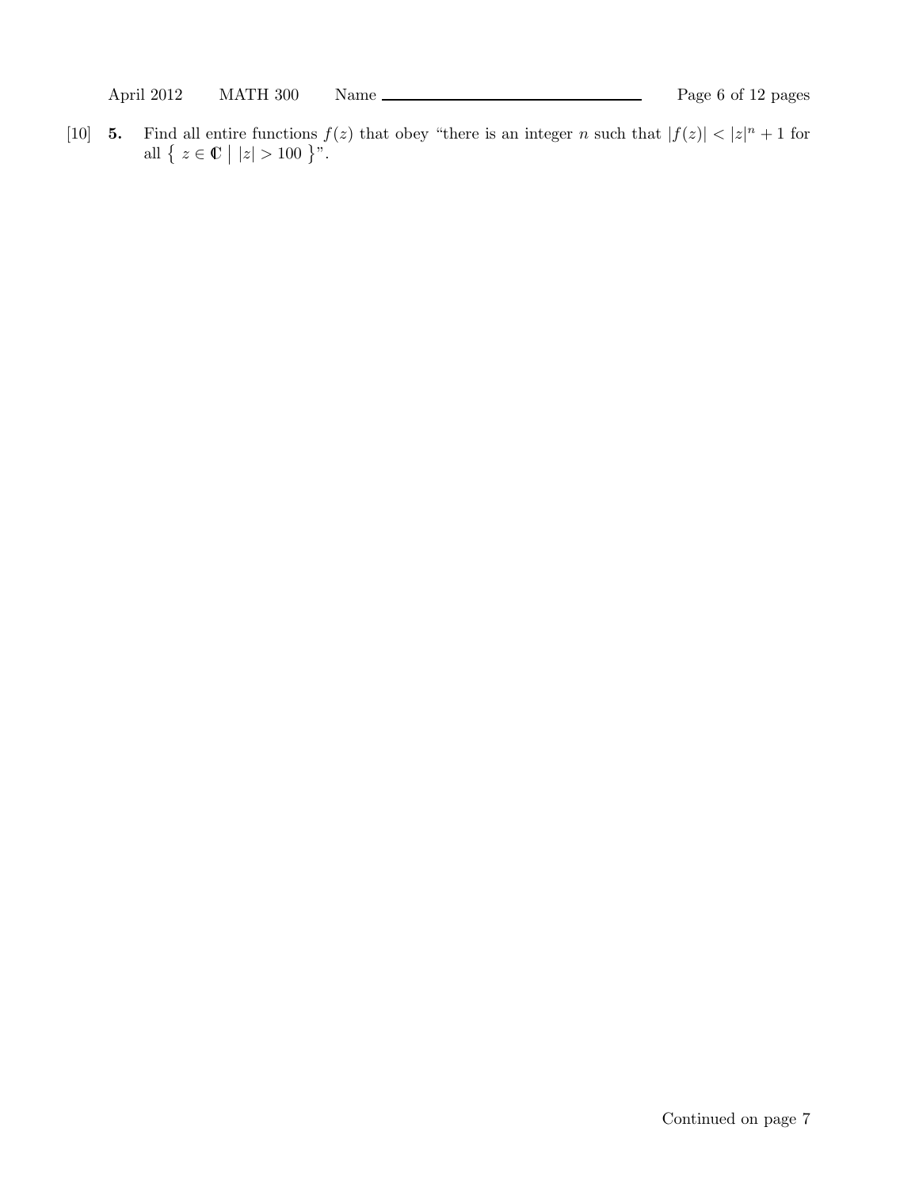[10] **5.** Find all entire functions $f(z)$ that obey "there is an integer $n$ such that $|f(z)| < |z|^n + 1$ for all $\{ z \in \mathbb{C} \mid |z| > 100 \}$".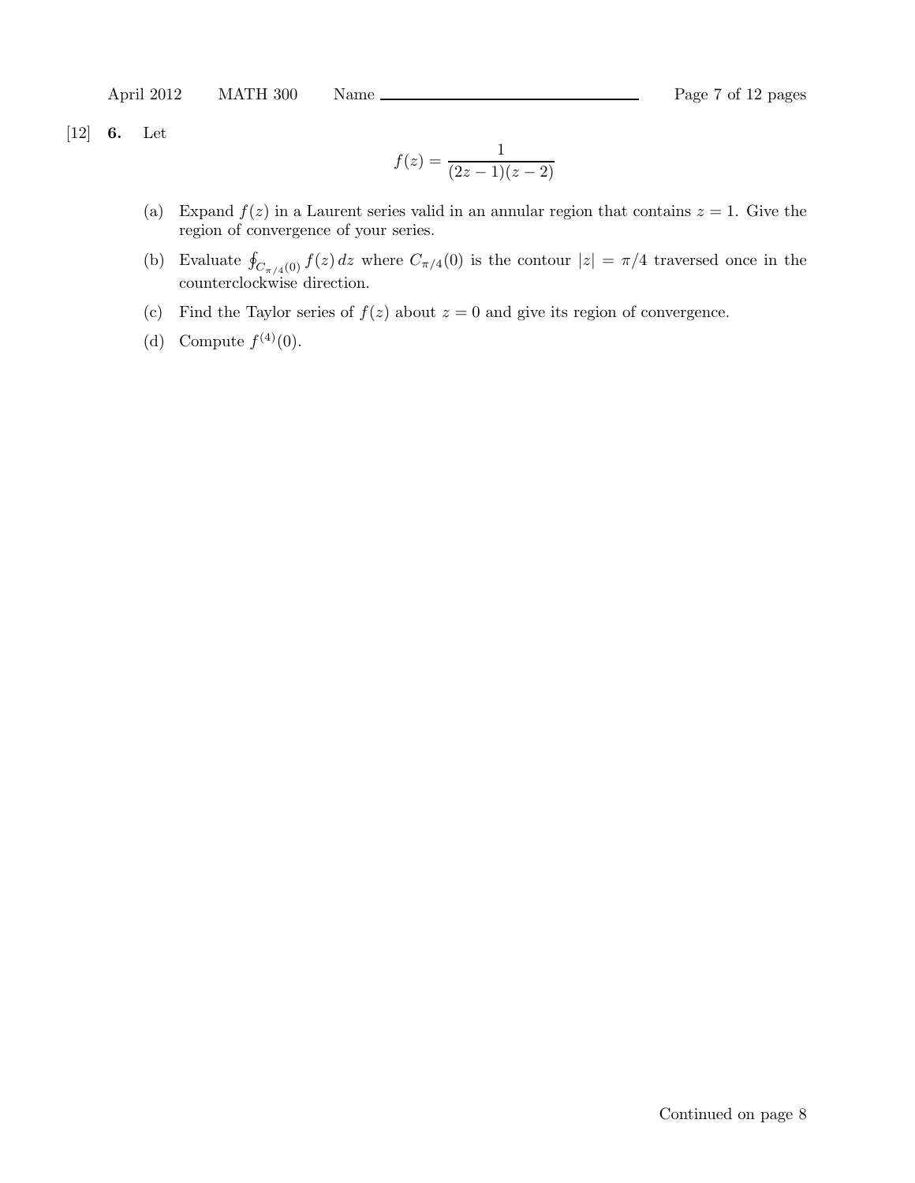[12] **6.** Let

$$f(z) = \frac{1}{(2z-1)(z-2)}$$

(a) Expand $f(z)$ in a Laurent series valid in an annular region that contains $z = 1$. Give the region of convergence of your series.

(b) Evaluate $\oint_{C_{\pi/4}(0)} f(z)\,dz$ where $C_{\pi/4}(0)$ is the contour $|z| = \pi/4$ traversed once in the counterclockwise direction.

(c) Find the Taylor series of $f(z)$ about $z = 0$ and give its region of convergence.

(d) Compute $f^{(4)}(0)$.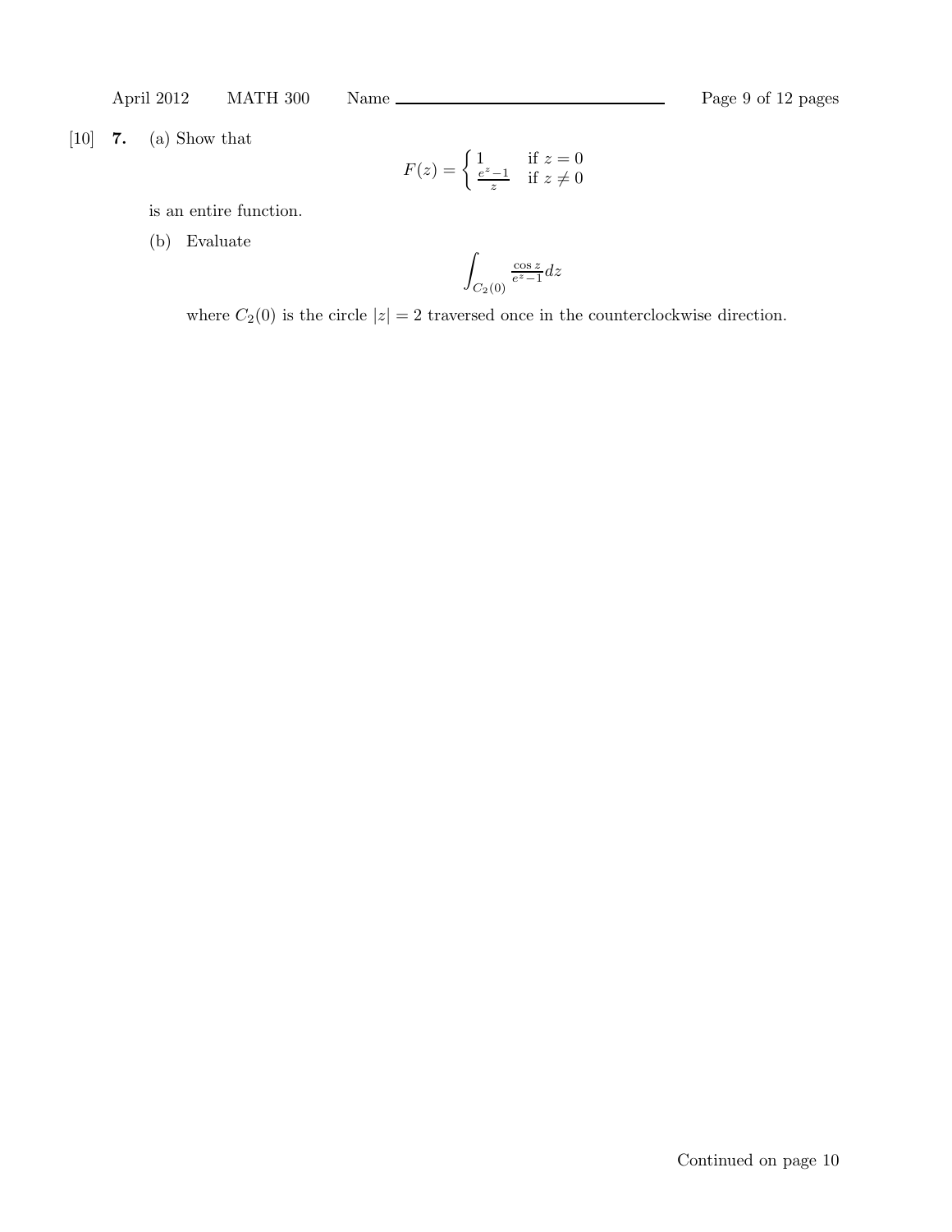[10] **7.** (a) Show that

$$F(z) = \begin{cases} 1 & \text{if } z = 0 \\ \frac{e^z - 1}{z} & \text{if } z \neq 0 \end{cases}$$

is an entire function.

(b) Evaluate

$$\int_{C_2(0)} \frac{\cos z}{e^z - 1} dz$$

where $C_2(0)$ is the circle $|z| = 2$ traversed once in the counterclockwise direction.

Continued on page 10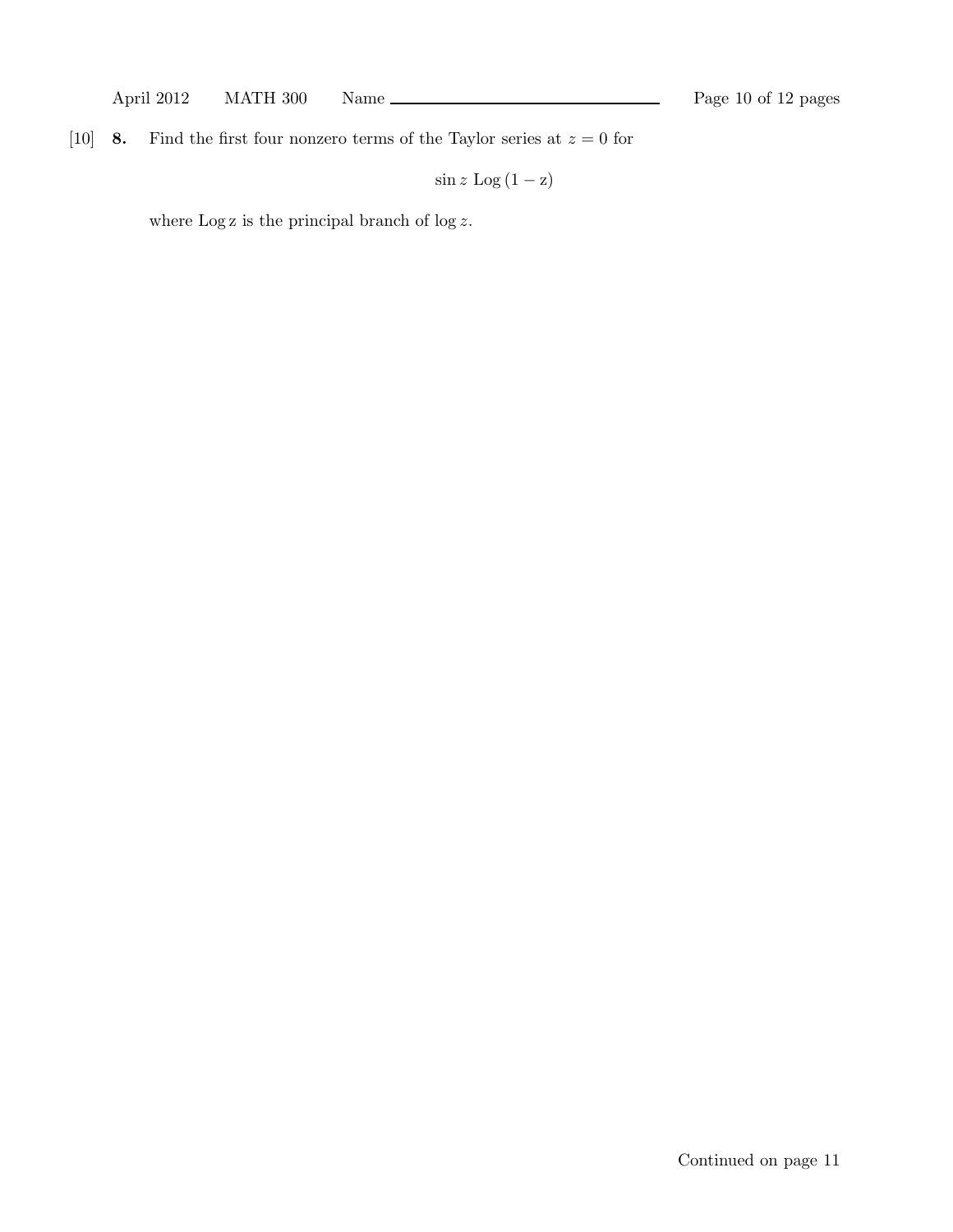[10] **8.** Find the first four nonzero terms of the Taylor series at $z = 0$ for

$$\sin z \ \mathrm{Log}\,(1 - \mathrm{z})$$

where $\mathrm{Log}\,\mathrm{z}$ is the principal branch of $\log z$.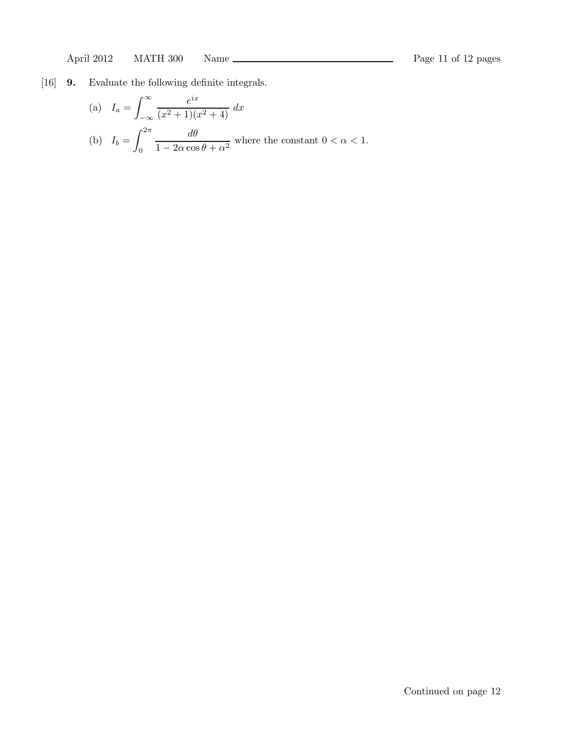[16] **9.** Evaluate the following definite integrals.

(a) $I_a = \displaystyle\int_{-\infty}^{\infty} \frac{e^{ix}}{(x^2+1)(x^2+4)}\, dx$

(b) $I_b = \displaystyle\int_0^{2\pi} \frac{d\theta}{1 - 2\alpha\cos\theta + \alpha^2}$ where the constant $0 < \alpha < 1$.

Continued on page 12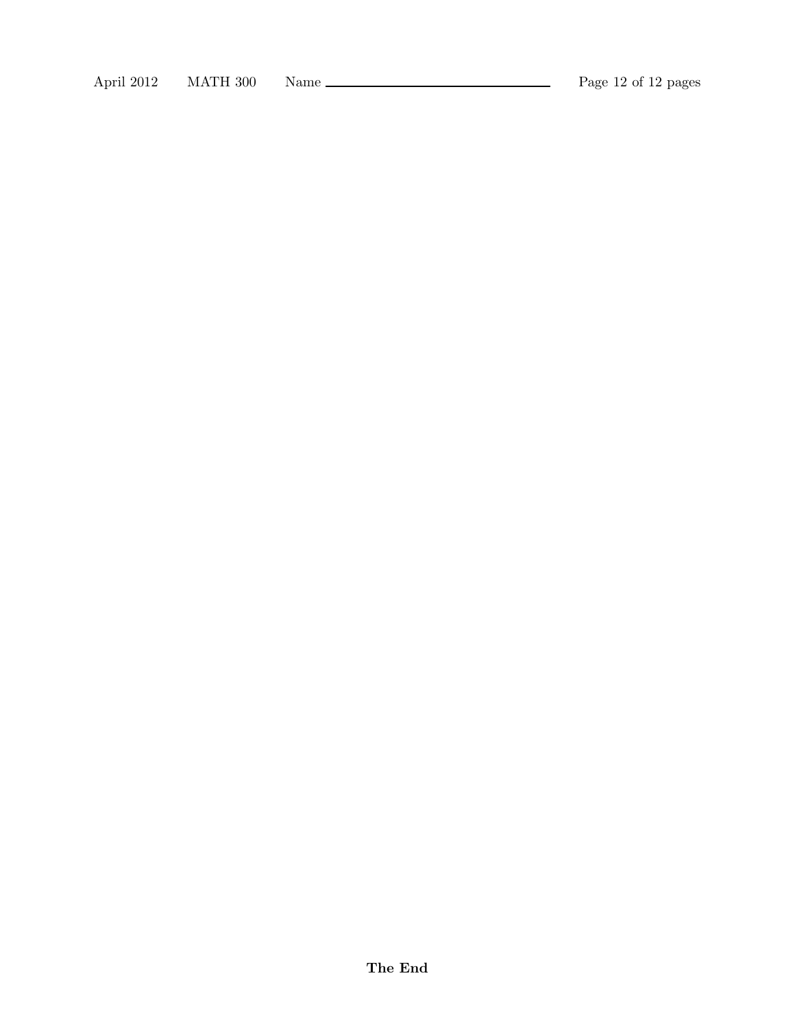**The End**